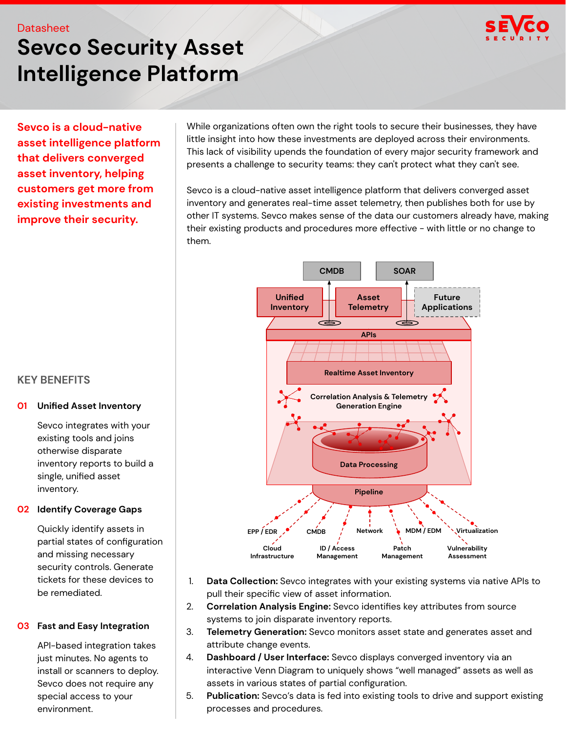Datasheet

# Sevco Security Asset Intelligence Platform

**Sevco is a cloud-native asset intelligence platform that delivers converged asset inventory, helping customers get more from existing investments and improve their security.**

While organizations often own the right tools to secure their businesses, they have little insight into how these investments are deployed across their environments. This lack of visibility upends the foundation of every major security framework and presents a challenge to security teams: they can't protect what they can't see.

Sevco is a cloud-native asset intelligence platform that delivers converged asset inventory and generates real-time asset telemetry, then publishes both for use by other IT systems. Sevco makes sense of the data our customers already have, making their existing products and procedures more effective – with little or no change to them.

CMDB, SOAR, Unified Inventory, Asset Telemetry, Future Applications, APIs, Realtime Asset Inventory, Correlation Analysis & Telemetry Generation Engine, Data Processing, Pipeline, EPP / EDR, CMDB, Network, MDM / EDM, Virtualization, Cloud Infrastructure, ID / Access Management, Patch Management, Vulnerability Assessment

1. **Data Collection:** Sevco integrates with your existing systems via native APIs to pull their specific view of asset information.
2. **Correlation Analysis Engine:** Sevco identifies key attributes from source systems to join disparate inventory reports.
3. **Telemetry Generation:** Sevco monitors asset state and generates asset and attribute change events.
4. **Dashboard / User Interface:** Sevco displays converged inventory via an interactive Venn Diagram to uniquely shows "well managed" assets as well as assets in various states of partial configuration.
5. **Publication:** Sevco's data is fed into existing tools to drive and support existing processes and procedures.

## KEY BENEFITS

### 01 Unified Asset Inventory

Sevco integrates with your existing tools and joins otherwise disparate inventory reports to build a single, unified asset inventory.

### 02 Identify Coverage Gaps

Quickly identify assets in partial states of configuration and missing necessary security controls. Generate tickets for these devices to be remediated.

### 03 Fast and Easy Integration

API-based integration takes just minutes. No agents to install or scanners to deploy. Sevco does not require any special access to your environment.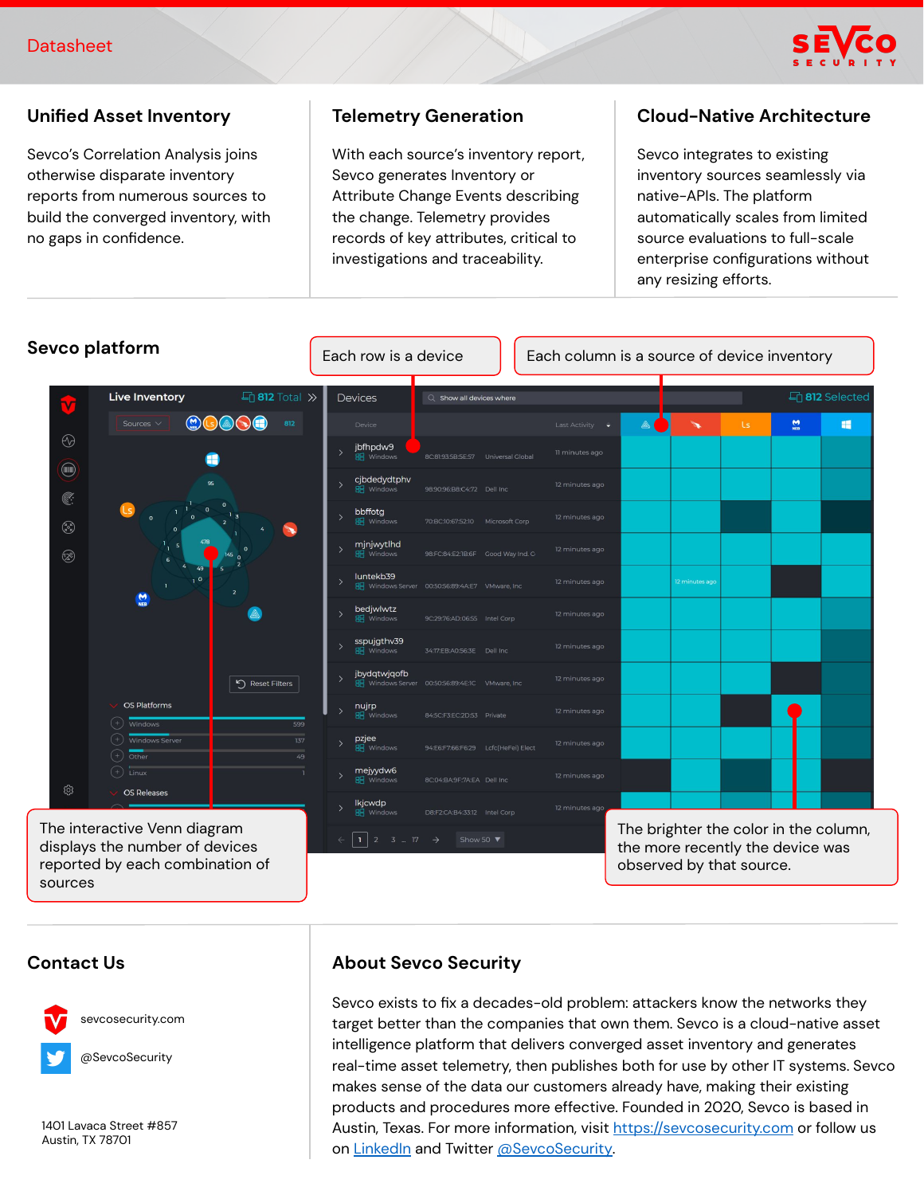Datasheet

## Unified Asset Inventory

Sevco's Correlation Analysis joins otherwise disparate inventory reports from numerous sources to build the converged inventory, with no gaps in confidence.

## Telemetry Generation

With each source's inventory report, Sevco generates Inventory or Attribute Change Events describing the change. Telemetry provides records of key attributes, critical to investigations and traceability.

## Cloud-Native Architecture

Sevco integrates to existing inventory sources seamlessly via native-APIs. The platform automatically scales from limited source evaluations to full-scale enterprise configurations without any resizing efforts.

## Sevco platform

Each row is a device

Each column is a source of device inventory

The interactive Venn diagram displays the number of devices reported by each combination of sources

The brighter the color in the column, the more recently the device was observed by that source.

## Contact Us

sevcosecurity.com

@SevcoSecurity

1401 Lavaca Street #857
Austin, TX 78701

## About Sevco Security

Sevco exists to fix a decades-old problem: attackers know the networks they target better than the companies that own them. Sevco is a cloud-native asset intelligence platform that delivers converged asset inventory and generates real-time asset telemetry, then publishes both for use by other IT systems. Sevco makes sense of the data our customers already have, making their existing products and procedures more effective. Founded in 2020, Sevco is based in Austin, Texas. For more information, visit https://sevcosecurity.com or follow us on LinkedIn and Twitter @SevcoSecurity.